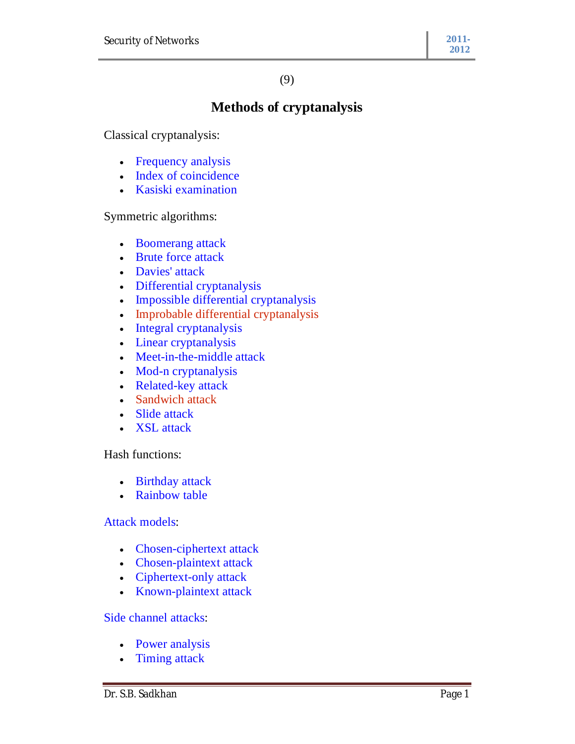(9)

# Methods of cryptanalysis

Classical cryptanalysis:

- Frequency analysis
- Index of coincidence
- Kasiski examination

Symmetric algorithms:

- Boomerang attack
- Brute force attack
- Davies' attack
- Differential cryptanalysis
- Impossible differential cryptanalysis
- Improbable differential cryptanalysis
- Integral cryptanalysis
- Linear cryptanalysis
- Meet-in-the-middle attack
- Mod-n cryptanalysis
- Related-key attack
- Sandwich attack
- Slide attack
- XSL attack

Hash functions:

- Birthday attack
- Rainbow table

Attack models:

- Chosen-ciphertext attack
- Chosen-plaintext attack
- Ciphertext-only attack
- Known-plaintext attack

Side channel attacks:

- Power analysis
- Timing attack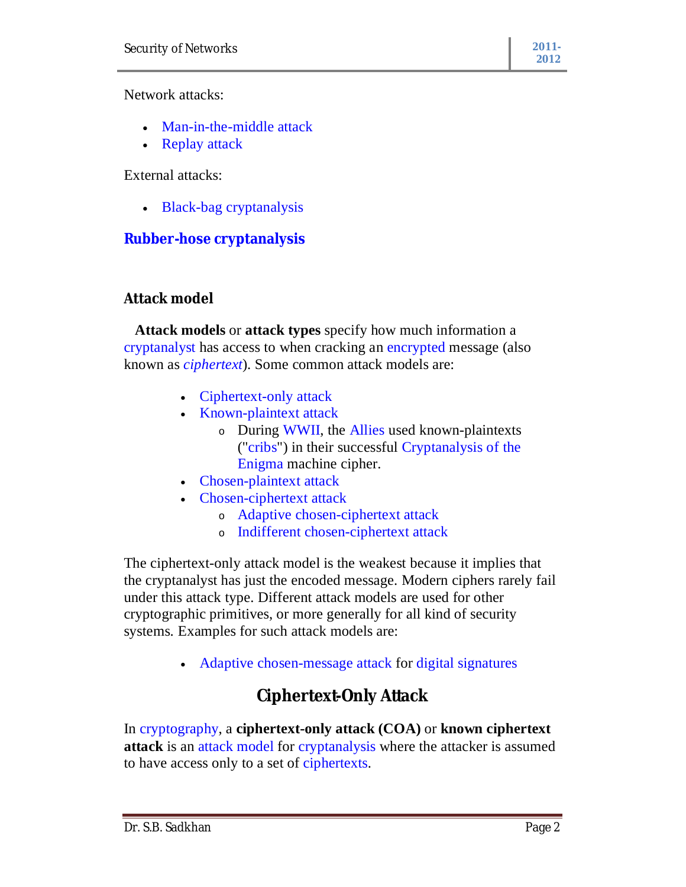Network attacks:

- Man-in-the-middle attack
- Replay attack

External attacks:

- Black-bag cryptanalysis

**Rubber-hose cryptanalysis**

### Attack model

**Attack models** or **attack types** specify how much information a cryptanalyst has access to when cracking an encrypted message (also known as *ciphertext*). Some common attack models are:

- Ciphertext-only attack
- Known-plaintext attack
  - During WWII, the Allies used known-plaintexts ("cribs") in their successful Cryptanalysis of the Enigma machine cipher.
- Chosen-plaintext attack
- Chosen-ciphertext attack
  - Adaptive chosen-ciphertext attack
  - Indifferent chosen-ciphertext attack

The ciphertext-only attack model is the weakest because it implies that the cryptanalyst has just the encoded message. Modern ciphers rarely fail under this attack type. Different attack models are used for other cryptographic primitives, or more generally for all kind of security systems. Examples for such attack models are:

- Adaptive chosen-message attack for digital signatures

## Ciphertext-Only Attack

In cryptography, a **ciphertext-only attack (COA)** or **known ciphertext attack** is an attack model for cryptanalysis where the attacker is assumed to have access only to a set of ciphertexts.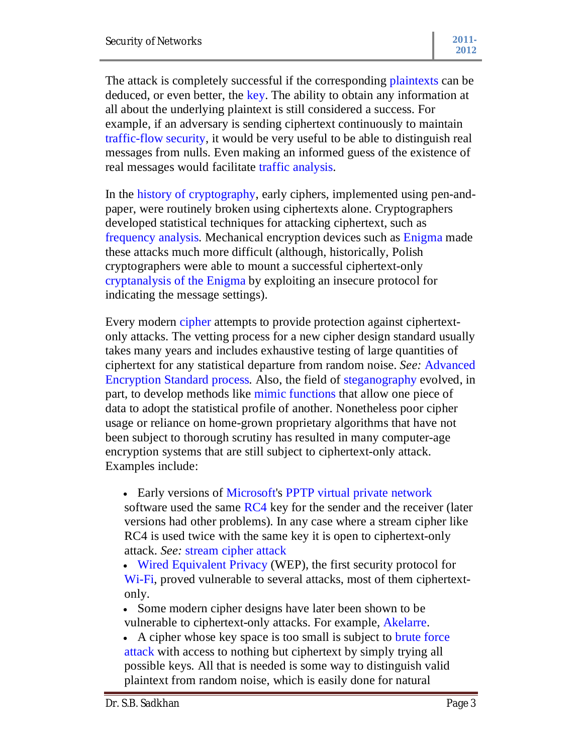The attack is completely successful if the corresponding plaintexts can be deduced, or even better, the key. The ability to obtain any information at all about the underlying plaintext is still considered a success. For example, if an adversary is sending ciphertext continuously to maintain traffic-flow security, it would be very useful to be able to distinguish real messages from nulls. Even making an informed guess of the existence of real messages would facilitate traffic analysis.

In the history of cryptography, early ciphers, implemented using pen-and-paper, were routinely broken using ciphertexts alone. Cryptographers developed statistical techniques for attacking ciphertext, such as frequency analysis. Mechanical encryption devices such as Enigma made these attacks much more difficult (although, historically, Polish cryptographers were able to mount a successful ciphertext-only cryptanalysis of the Enigma by exploiting an insecure protocol for indicating the message settings).

Every modern cipher attempts to provide protection against ciphertext-only attacks. The vetting process for a new cipher design standard usually takes many years and includes exhaustive testing of large quantities of ciphertext for any statistical departure from random noise. *See:* Advanced Encryption Standard process. Also, the field of steganography evolved, in part, to develop methods like mimic functions that allow one piece of data to adopt the statistical profile of another. Nonetheless poor cipher usage or reliance on home-grown proprietary algorithms that have not been subject to thorough scrutiny has resulted in many computer-age encryption systems that are still subject to ciphertext-only attack. Examples include:

- Early versions of Microsoft's PPTP virtual private network software used the same RC4 key for the sender and the receiver (later versions had other problems). In any case where a stream cipher like RC4 is used twice with the same key it is open to ciphertext-only attack. *See:* stream cipher attack
- Wired Equivalent Privacy (WEP), the first security protocol for Wi-Fi, proved vulnerable to several attacks, most of them ciphertext-only.
- Some modern cipher designs have later been shown to be vulnerable to ciphertext-only attacks. For example, Akelarre.
- A cipher whose key space is too small is subject to brute force attack with access to nothing but ciphertext by simply trying all possible keys. All that is needed is some way to distinguish valid plaintext from random noise, which is easily done for natural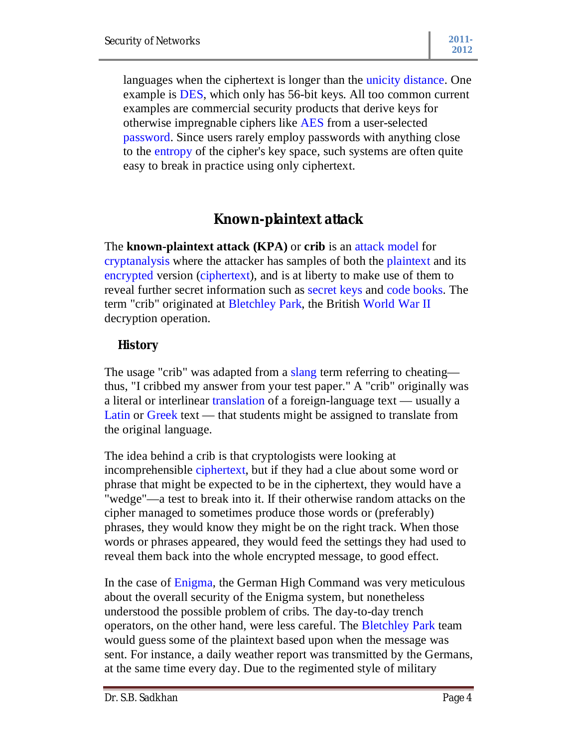languages when the ciphertext is longer than the unicity distance. One example is DES, which only has 56-bit keys. All too common current examples are commercial security products that derive keys for otherwise impregnable ciphers like AES from a user-selected password. Since users rarely employ passwords with anything close to the entropy of the cipher's key space, such systems are often quite easy to break in practice using only ciphertext.

## Known-plaintext attack

The **known-plaintext attack (KPA)** or **crib** is an attack model for cryptanalysis where the attacker has samples of both the plaintext and its encrypted version (ciphertext), and is at liberty to make use of them to reveal further secret information such as secret keys and code books. The term "crib" originated at Bletchley Park, the British World War II decryption operation.

### History

The usage "crib" was adapted from a slang term referring to cheating— thus, "I cribbed my answer from your test paper." A "crib" originally was a literal or interlinear translation of a foreign-language text — usually a Latin or Greek text — that students might be assigned to translate from the original language.

The idea behind a crib is that cryptologists were looking at incomprehensible ciphertext, but if they had a clue about some word or phrase that might be expected to be in the ciphertext, they would have a "wedge"—a test to break into it. If their otherwise random attacks on the cipher managed to sometimes produce those words or (preferably) phrases, they would know they might be on the right track. When those words or phrases appeared, they would feed the settings they had used to reveal them back into the whole encrypted message, to good effect.

In the case of Enigma, the German High Command was very meticulous about the overall security of the Enigma system, but nonetheless understood the possible problem of cribs. The day-to-day trench operators, on the other hand, were less careful. The Bletchley Park team would guess some of the plaintext based upon when the message was sent. For instance, a daily weather report was transmitted by the Germans, at the same time every day. Due to the regimented style of military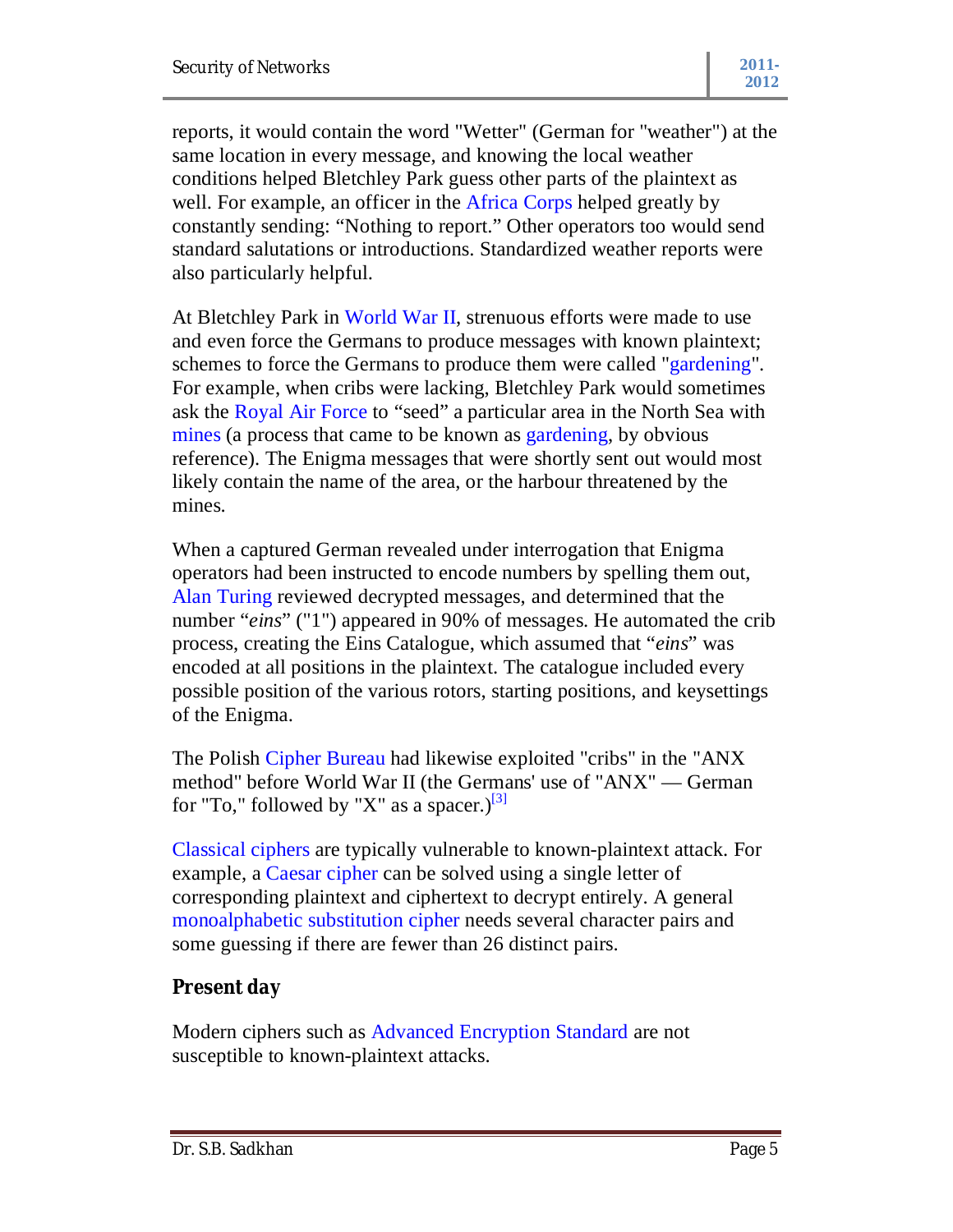reports, it would contain the word "Wetter" (German for "weather") at the same location in every message, and knowing the local weather conditions helped Bletchley Park guess other parts of the plaintext as well. For example, an officer in the Africa Corps helped greatly by constantly sending: “Nothing to report.” Other operators too would send standard salutations or introductions. Standardized weather reports were also particularly helpful.

At Bletchley Park in World War II, strenuous efforts were made to use and even force the Germans to produce messages with known plaintext; schemes to force the Germans to produce them were called "gardening". For example, when cribs were lacking, Bletchley Park would sometimes ask the Royal Air Force to “seed” a particular area in the North Sea with mines (a process that came to be known as gardening, by obvious reference). The Enigma messages that were shortly sent out would most likely contain the name of the area, or the harbour threatened by the mines.

When a captured German revealed under interrogation that Enigma operators had been instructed to encode numbers by spelling them out, Alan Turing reviewed decrypted messages, and determined that the number “*eins*” ("1") appeared in 90% of messages. He automated the crib process, creating the Eins Catalogue, which assumed that “*eins*” was encoded at all positions in the plaintext. The catalogue included every possible position of the various rotors, starting positions, and keysettings of the Enigma.

The Polish Cipher Bureau had likewise exploited "cribs" in the "ANX method" before World War II (the Germans' use of "ANX" — German for "To," followed by "X" as a spacer.)[3]

Classical ciphers are typically vulnerable to known-plaintext attack. For example, a Caesar cipher can be solved using a single letter of corresponding plaintext and ciphertext to decrypt entirely. A general monoalphabetic substitution cipher needs several character pairs and some guessing if there are fewer than 26 distinct pairs.

### Present day

Modern ciphers such as Advanced Encryption Standard are not susceptible to known-plaintext attacks.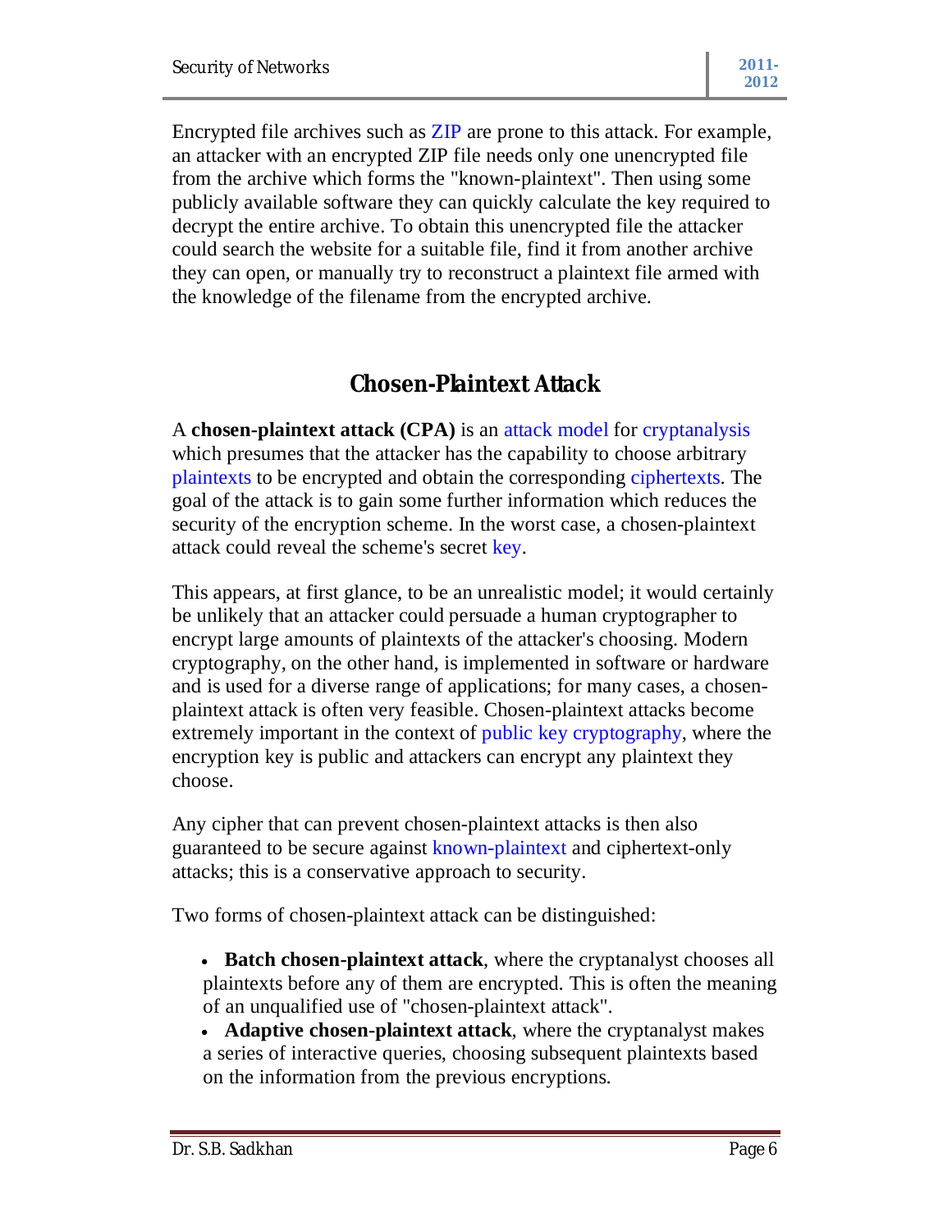Encrypted file archives such as ZIP are prone to this attack. For example, an attacker with an encrypted ZIP file needs only one unencrypted file from the archive which forms the "known-plaintext". Then using some publicly available software they can quickly calculate the key required to decrypt the entire archive. To obtain this unencrypted file the attacker could search the website for a suitable file, find it from another archive they can open, or manually try to reconstruct a plaintext file armed with the knowledge of the filename from the encrypted archive.

## Chosen-Plaintext Attack

A **chosen-plaintext attack (CPA)** is an attack model for cryptanalysis which presumes that the attacker has the capability to choose arbitrary plaintexts to be encrypted and obtain the corresponding ciphertexts. The goal of the attack is to gain some further information which reduces the security of the encryption scheme. In the worst case, a chosen-plaintext attack could reveal the scheme's secret key.

This appears, at first glance, to be an unrealistic model; it would certainly be unlikely that an attacker could persuade a human cryptographer to encrypt large amounts of plaintexts of the attacker's choosing. Modern cryptography, on the other hand, is implemented in software or hardware and is used for a diverse range of applications; for many cases, a chosen-plaintext attack is often very feasible. Chosen-plaintext attacks become extremely important in the context of public key cryptography, where the encryption key is public and attackers can encrypt any plaintext they choose.

Any cipher that can prevent chosen-plaintext attacks is then also guaranteed to be secure against known-plaintext and ciphertext-only attacks; this is a conservative approach to security.

Two forms of chosen-plaintext attack can be distinguished:

- **Batch chosen-plaintext attack**, where the cryptanalyst chooses all plaintexts before any of them are encrypted. This is often the meaning of an unqualified use of "chosen-plaintext attack".
- **Adaptive chosen-plaintext attack**, where the cryptanalyst makes a series of interactive queries, choosing subsequent plaintexts based on the information from the previous encryptions.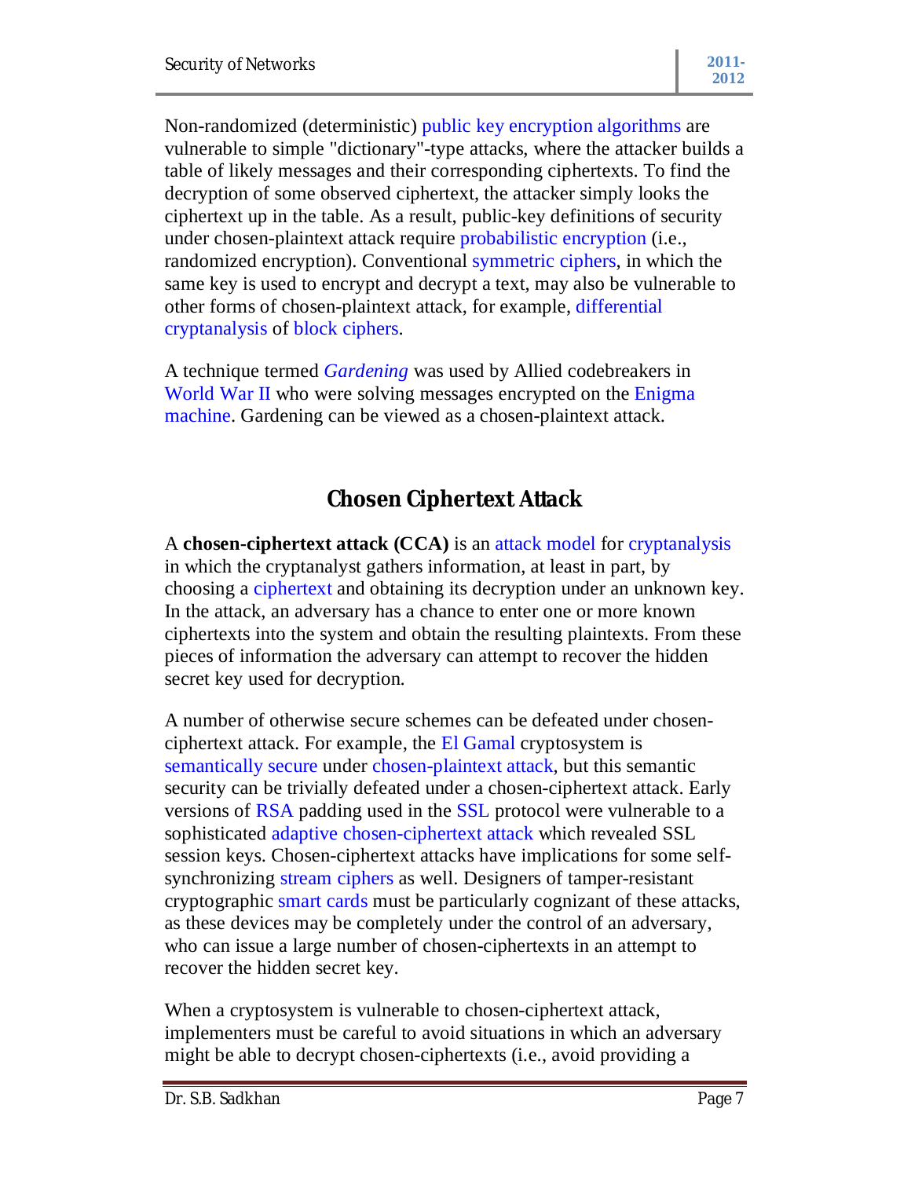Non-randomized (deterministic) public key encryption algorithms are vulnerable to simple "dictionary"-type attacks, where the attacker builds a table of likely messages and their corresponding ciphertexts. To find the decryption of some observed ciphertext, the attacker simply looks the ciphertext up in the table. As a result, public-key definitions of security under chosen-plaintext attack require probabilistic encryption (i.e., randomized encryption). Conventional symmetric ciphers, in which the same key is used to encrypt and decrypt a text, may also be vulnerable to other forms of chosen-plaintext attack, for example, differential cryptanalysis of block ciphers.

A technique termed *Gardening* was used by Allied codebreakers in World War II who were solving messages encrypted on the Enigma machine. Gardening can be viewed as a chosen-plaintext attack.

## Chosen Ciphertext Attack

A **chosen-ciphertext attack (CCA)** is an attack model for cryptanalysis in which the cryptanalyst gathers information, at least in part, by choosing a ciphertext and obtaining its decryption under an unknown key. In the attack, an adversary has a chance to enter one or more known ciphertexts into the system and obtain the resulting plaintexts. From these pieces of information the adversary can attempt to recover the hidden secret key used for decryption.

A number of otherwise secure schemes can be defeated under chosen-ciphertext attack. For example, the El Gamal cryptosystem is semantically secure under chosen-plaintext attack, but this semantic security can be trivially defeated under a chosen-ciphertext attack. Early versions of RSA padding used in the SSL protocol were vulnerable to a sophisticated adaptive chosen-ciphertext attack which revealed SSL session keys. Chosen-ciphertext attacks have implications for some self-synchronizing stream ciphers as well. Designers of tamper-resistant cryptographic smart cards must be particularly cognizant of these attacks, as these devices may be completely under the control of an adversary, who can issue a large number of chosen-ciphertexts in an attempt to recover the hidden secret key.

When a cryptosystem is vulnerable to chosen-ciphertext attack, implementers must be careful to avoid situations in which an adversary might be able to decrypt chosen-ciphertexts (i.e., avoid providing a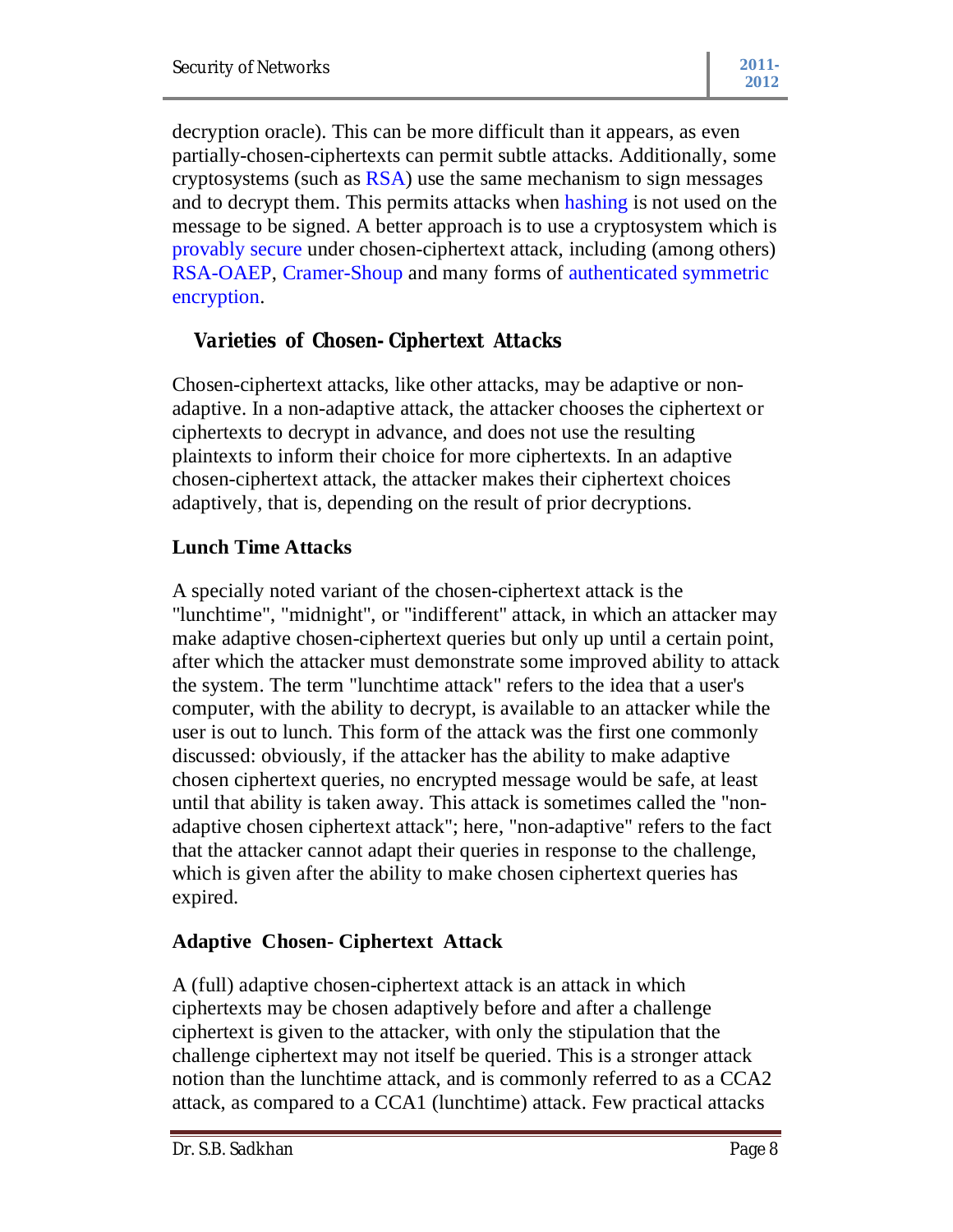decryption oracle). This can be more difficult than it appears, as even partially-chosen-ciphertexts can permit subtle attacks. Additionally, some cryptosystems (such as RSA) use the same mechanism to sign messages and to decrypt them. This permits attacks when hashing is not used on the message to be signed. A better approach is to use a cryptosystem which is provably secure under chosen-ciphertext attack, including (among others) RSA-OAEP, Cramer-Shoup and many forms of authenticated symmetric encryption.

### *Varieties of Chosen-Ciphertext Attacks*

Chosen-ciphertext attacks, like other attacks, may be adaptive or non-adaptive. In a non-adaptive attack, the attacker chooses the ciphertext or ciphertexts to decrypt in advance, and does not use the resulting plaintexts to inform their choice for more ciphertexts. In an adaptive chosen-ciphertext attack, the attacker makes their ciphertext choices adaptively, that is, depending on the result of prior decryptions.

### Lunch Time Attacks

A specially noted variant of the chosen-ciphertext attack is the "lunchtime", "midnight", or "indifferent" attack, in which an attacker may make adaptive chosen-ciphertext queries but only up until a certain point, after which the attacker must demonstrate some improved ability to attack the system. The term "lunchtime attack" refers to the idea that a user's computer, with the ability to decrypt, is available to an attacker while the user is out to lunch. This form of the attack was the first one commonly discussed: obviously, if the attacker has the ability to make adaptive chosen ciphertext queries, no encrypted message would be safe, at least until that ability is taken away. This attack is sometimes called the "non-adaptive chosen ciphertext attack"; here, "non-adaptive" refers to the fact that the attacker cannot adapt their queries in response to the challenge, which is given after the ability to make chosen ciphertext queries has expired.

### Adaptive Chosen-Ciphertext Attack

A (full) adaptive chosen-ciphertext attack is an attack in which ciphertexts may be chosen adaptively before and after a challenge ciphertext is given to the attacker, with only the stipulation that the challenge ciphertext may not itself be queried. This is a stronger attack notion than the lunchtime attack, and is commonly referred to as a CCA2 attack, as compared to a CCA1 (lunchtime) attack. Few practical attacks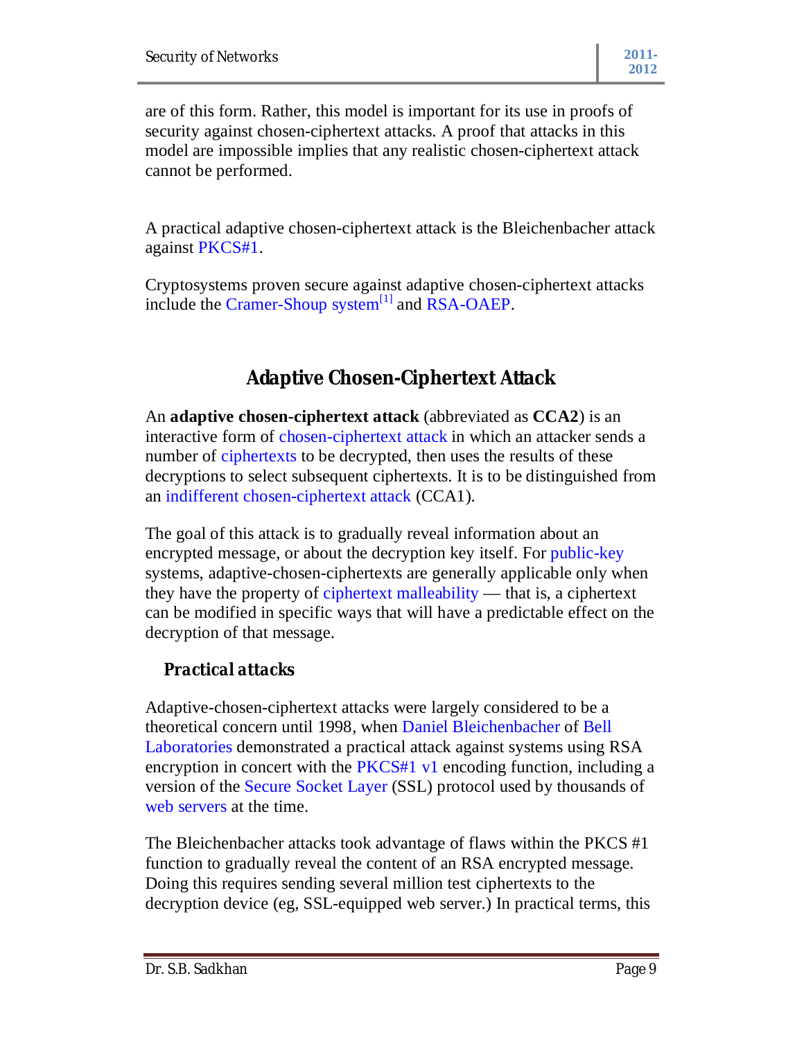are of this form. Rather, this model is important for its use in proofs of security against chosen-ciphertext attacks. A proof that attacks in this model are impossible implies that any realistic chosen-ciphertext attack cannot be performed.

A practical adaptive chosen-ciphertext attack is the Bleichenbacher attack against PKCS#1.

Cryptosystems proven secure against adaptive chosen-ciphertext attacks include the Cramer-Shoup system[1] and RSA-OAEP.

## Adaptive Chosen-Ciphertext Attack

An **adaptive chosen-ciphertext attack** (abbreviated as **CCA2**) is an interactive form of chosen-ciphertext attack in which an attacker sends a number of ciphertexts to be decrypted, then uses the results of these decryptions to select subsequent ciphertexts. It is to be distinguished from an indifferent chosen-ciphertext attack (CCA1).

The goal of this attack is to gradually reveal information about an encrypted message, or about the decryption key itself. For public-key systems, adaptive-chosen-ciphertexts are generally applicable only when they have the property of ciphertext malleability — that is, a ciphertext can be modified in specific ways that will have a predictable effect on the decryption of that message.

### *Practical attacks*

Adaptive-chosen-ciphertext attacks were largely considered to be a theoretical concern until 1998, when Daniel Bleichenbacher of Bell Laboratories demonstrated a practical attack against systems using RSA encryption in concert with the PKCS#1 v1 encoding function, including a version of the Secure Socket Layer (SSL) protocol used by thousands of web servers at the time.

The Bleichenbacher attacks took advantage of flaws within the PKCS #1 function to gradually reveal the content of an RSA encrypted message. Doing this requires sending several million test ciphertexts to the decryption device (eg, SSL-equipped web server.) In practical terms, this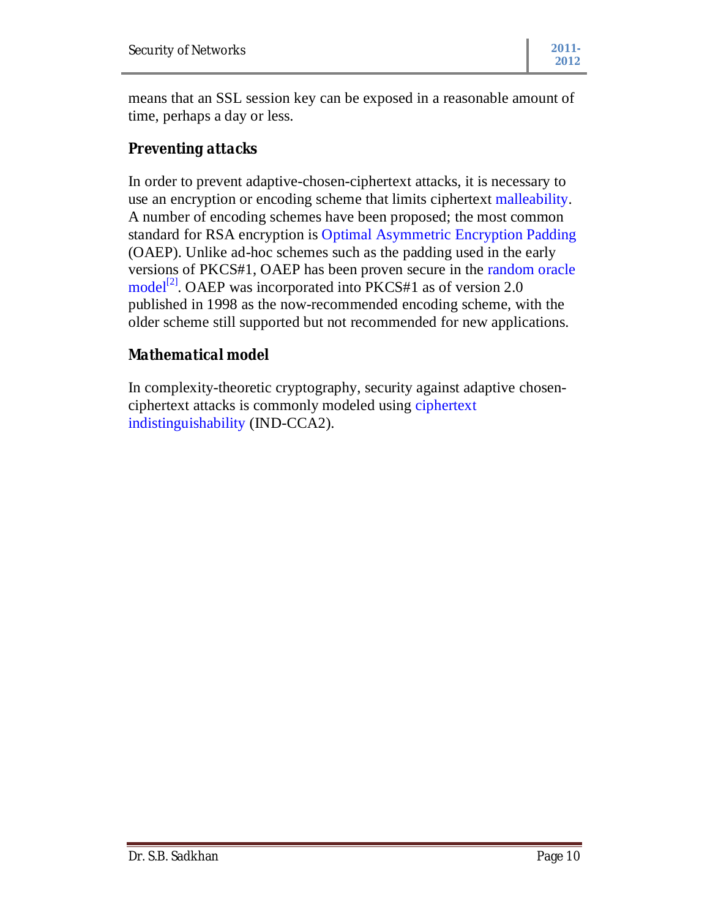means that an SSL session key can be exposed in a reasonable amount of time, perhaps a day or less.

### *Preventing attacks*

In order to prevent adaptive-chosen-ciphertext attacks, it is necessary to use an encryption or encoding scheme that limits ciphertext malleability. A number of encoding schemes have been proposed; the most common standard for RSA encryption is Optimal Asymmetric Encryption Padding (OAEP). Unlike ad-hoc schemes such as the padding used in the early versions of PKCS#1, OAEP has been proven secure in the random oracle model[2]. OAEP was incorporated into PKCS#1 as of version 2.0 published in 1998 as the now-recommended encoding scheme, with the older scheme still supported but not recommended for new applications.

### *Mathematical model*

In complexity-theoretic cryptography, security against adaptive chosen-ciphertext attacks is commonly modeled using ciphertext indistinguishability (IND-CCA2).